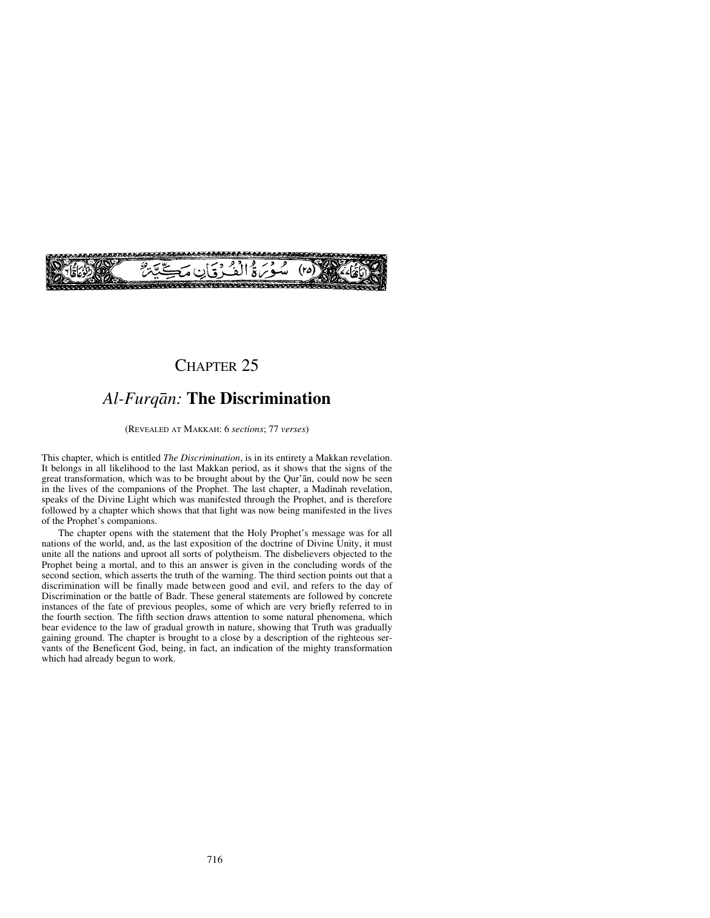سُورَةُ الْفُرْقَانِ مَكِّيَّةٌ (٢٥)

# CHAPTER 25

## *Al-Furqān:* **The Discrimination**

(REVEALED AT MAKKAH: 6 *sections*; 77 *verses*)

This chapter, which is entitled *The Discrimination*, is in its entirety a Makkan revelation. It belongs in all likelihood to the last Makkan period, as it shows that the signs of the great transformation, which was to be brought about by the Qur'ān, could now be seen in the lives of the companions of the Prophet. The last chapter, a Madīnah revelation, speaks of the Divine Light which was manifested through the Prophet, and is therefore followed by a chapter which shows that that light was now being manifested in the lives of the Prophet's companions.

The chapter opens with the statement that the Holy Prophet's message was for all nations of the world, and, as the last exposition of the doctrine of Divine Unity, it must unite all the nations and uproot all sorts of polytheism. The disbelievers objected to the Prophet being a mortal, and to this an answer is given in the concluding words of the second section, which asserts the truth of the warning. The third section points out that a discrimination will be finally made between good and evil, and refers to the day of Discrimination or the battle of Badr. These general statements are followed by concrete instances of the fate of previous peoples, some of which are very briefly referred to in the fourth section. The fifth section draws attention to some natural phenomena, which bear evidence to the law of gradual growth in nature, showing that Truth was gradually gaining ground. The chapter is brought to a close by a description of the righteous servants of the Beneficent God, being, in fact, an indication of the mighty transformation which had already begun to work.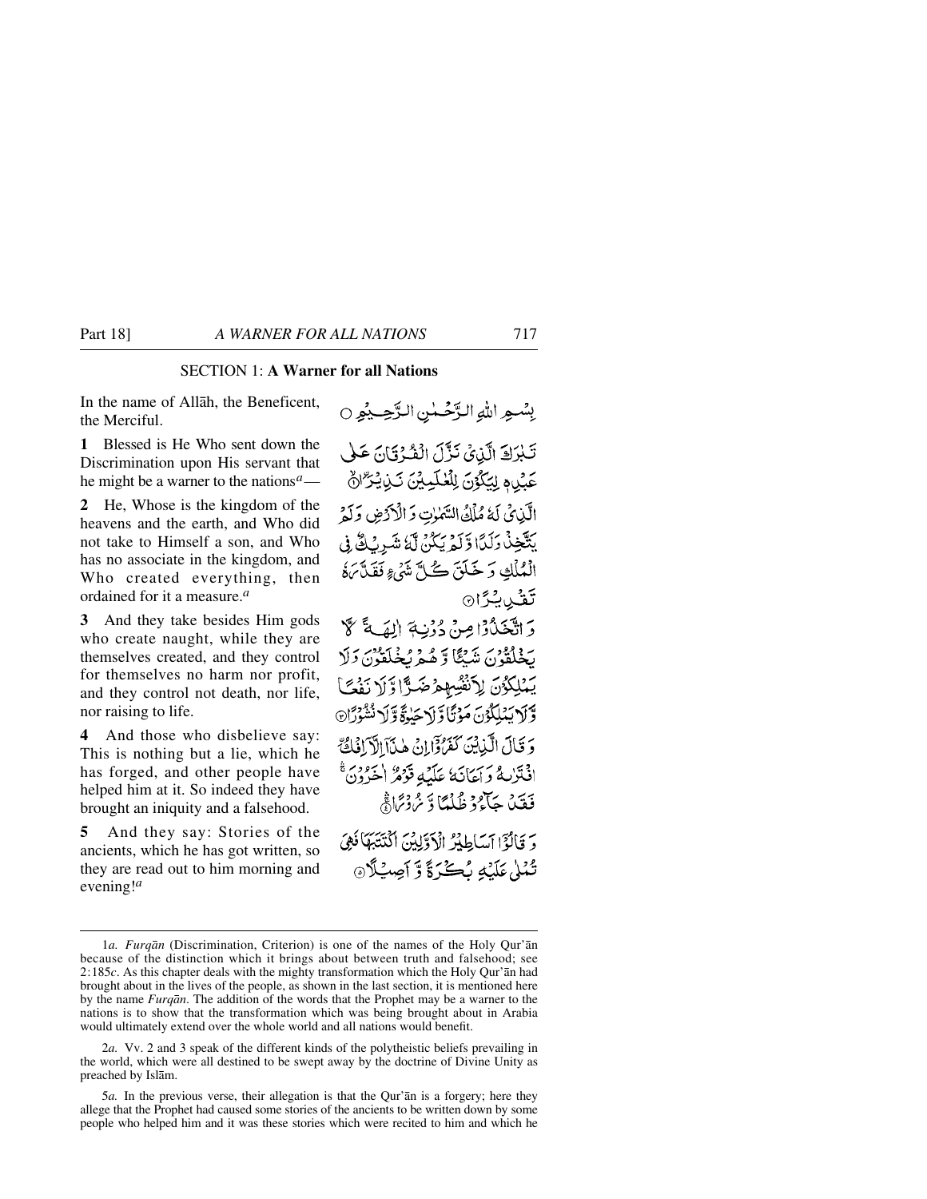## SECTION 1: **A Warner for all Nations**

In the name of Allāh, the Beneficent, the Merciful.

بِسْمِ اللّٰهِ الرَّحْمٰنِ الرَّحِيْمِ ○

**1** Blessed is He Who sent down the Discrimination upon His servant that he might be a warner to the nations[a]—

تَبٰرَكَ الَّذِيْ نَزَّلَ الْفُرْقَانَ عَلٰى عَبْدِهٖ لِيَكُوْنَ لِلْعٰلَمِيْنَ نَذِيْرَا ۙ﴿۱﴾

**2** He, Whose is the kingdom of the heavens and the earth, and Who did not take to Himself a son, and Who has no associate in the kingdom, and Who created everything, then ordained for it a measure.[a]

الَّذِيْ لَهٗ مُلْكُ السَّمٰوٰتِ وَ الْاَرْضِ وَ لَمْ يَتَّخِذْ وَلَدًا وَّ لَمْ يَكُنْ لَّهٗ شَرِيْكٌ فِي الْمُلْكِ وَ خَلَقَ كُلَّ شَيْءٍ فَقَدَّرَهٗ تَقْدِيْرًا ﴿۲﴾

**3** And they take besides Him gods who create naught, while they are themselves created, and they control for themselves no harm nor profit, and they control not death, nor life, nor raising to life.

وَ اتَّخَذُوْا مِنْ دُوْنِهٖۤ اٰلِهَةً لَّا يَخْلُقُوْنَ شَيْـًٔا وَّ هُمْ يُخْلَقُوْنَ وَ لَا يَمْلِكُوْنَ لِاَنْفُسِهِمْ ضَرًّا وَّ لَا نَفْعًا وَّ لَا يَمْلِكُوْنَ مَوْتًا وَّ لَا حَيٰوةً وَّ لَا نُشُوْرًا ﴿۳﴾

**4** And those who disbelieve say: This is nothing but a lie, which he has forged, and other people have helped him at it. So indeed they have brought an iniquity and a falsehood.

وَ قَالَ الَّذِيْنَ كَفَرُوْۤا اِنْ هٰذَاۤ اِلَّاۤ اِفْكُ ِۨافْتَرٰىهُ وَ اَعَانَهٗ عَلَيْهِ قَوْمٌ اٰخَرُوْنَ ۚ فَقَدْ جَآءُوْ ظُلْمًا وَّ زُوْرًا ۚ﴿۴﴾

**5** And they say: Stories of the ancients, which he has got written, so they are read out to him morning and evening![a]

وَ قَالُوْۤا اَسَاطِيْرُ الْاَوَّلِيْنَ اكْتَتَبَهَا فَهِيَ تُمْلٰى عَلَيْهِ بُكْرَةً وَّ اَصِيْلًا ﴿۵﴾

---

1*a.* *Furqān* (Discrimination, Criterion) is one of the names of the Holy Qur'ān because of the distinction which it brings about between truth and falsehood; see 2:185*c*. As this chapter deals with the mighty transformation which the Holy Qur'ān had brought about in the lives of the people, as shown in the last section, it is mentioned here by the name *Furqān*. The addition of the words that the Prophet may be a warner to the nations is to show that the transformation which was being brought about in Arabia would ultimately extend over the whole world and all nations would benefit.

2*a.* Vv. 2 and 3 speak of the different kinds of the polytheistic beliefs prevailing in the world, which were all destined to be swept away by the doctrine of Divine Unity as preached by Islām.

5*a.* In the previous verse, their allegation is that the Qur'ān is a forgery; here they allege that the Prophet had caused some stories of the ancients to be written down by some people who helped him and it was these stories which were recited to him and which he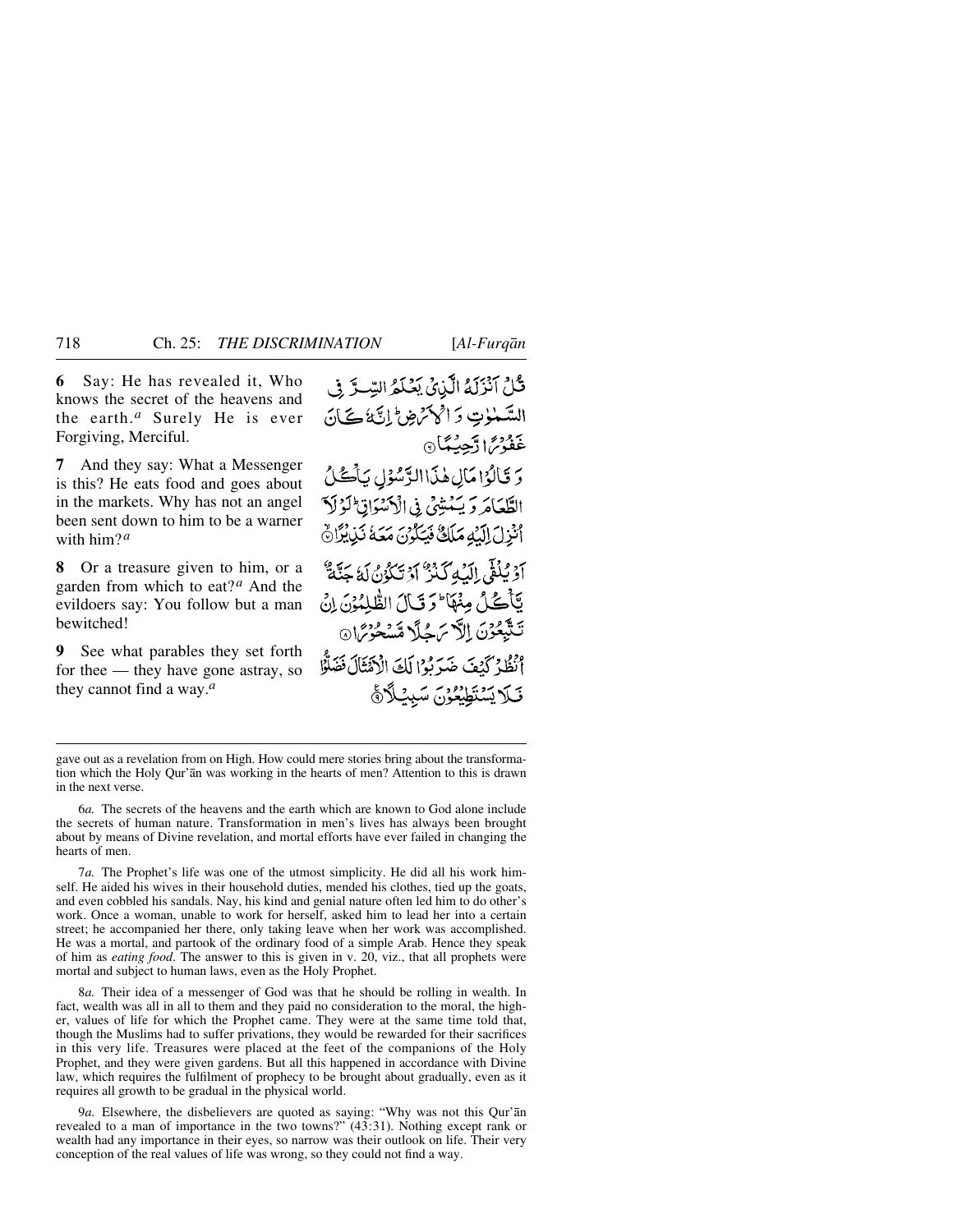**6** Say: He has revealed it, Who knows the secret of the heavens and the earth.[a] Surely He is ever Forgiving, Merciful.

قُلْ اَنْزَلَهُ الَّذِیْ یَعْلَمُ السِّرَّ فِی السَّمٰوٰتِ وَ الْاَرْضِ ؕ اِنَّهٗ كَانَ غَفُوْرًا رَّحِیْمًا ۝

**7** And they say: What a Messenger is this? He eats food and goes about in the markets. Why has not an angel been sent down to him to be a warner with him?[a]

وَ قَالُوْا مَالِ هٰذَا الرَّسُوْلِ یَاْكُلُ الطَّعَامَ وَ یَمْشِیْ فِی الْاَسْوَاقِ ؕ لَوْ لَاۤ اُنْزِلَ اِلَیْهِ مَلَكٌ فَیَكُوْنَ مَعَهٗ نَذِیْرًا ۝

**8** Or a treasure given to him, or a garden from which to eat?[a] And the evildoers say: You follow but a man bewitched!

اَوْ یُلْقٰۤی اِلَیْهِ كَنْزٌ اَوْ تَكُوْنُ لَهٗ جَنَّةٌ یَّاْكُلُ مِنْهَا ؕ وَ قَالَ الظّٰلِمُوْنَ اِنْ تَتَّبِعُوْنَ اِلَّا رَجُلًا مَّسْحُوْرًا ۝

**9** See what parables they set forth for thee — they have gone astray, so they cannot find a way.[a]

اُنْظُرْ كَیْفَ ضَرَبُوْا لَكَ الْاَمْثَالَ فَضَلُّوْا فَلَا یَسْتَطِیْعُوْنَ سَبِیْلًا ۝

---

gave out as a revelation from on High. How could mere stories bring about the transformation which the Holy Qur'ān was working in the hearts of men? Attention to this is drawn in the next verse.

6*a.* The secrets of the heavens and the earth which are known to God alone include the secrets of human nature. Transformation in men's lives has always been brought about by means of Divine revelation, and mortal efforts have ever failed in changing the hearts of men.

7*a.* The Prophet's life was one of the utmost simplicity. He did all his work himself. He aided his wives in their household duties, mended his clothes, tied up the goats, and even cobbled his sandals. Nay, his kind and genial nature often led him to do other's work. Once a woman, unable to work for herself, asked him to lead her into a certain street; he accompanied her there, only taking leave when her work was accomplished. He was a mortal, and partook of the ordinary food of a simple Arab. Hence they speak of him as *eating food*. The answer to this is given in v. 20, viz., that all prophets were mortal and subject to human laws, even as the Holy Prophet.

8*a.* Their idea of a messenger of God was that he should be rolling in wealth. In fact, wealth was all in all to them and they paid no consideration to the moral, the higher, values of life for which the Prophet came. They were at the same time told that, though the Muslims had to suffer privations, they would be rewarded for their sacrifices in this very life. Treasures were placed at the feet of the companions of the Holy Prophet, and they were given gardens. But all this happened in accordance with Divine law, which requires the fulfilment of prophecy to be brought about gradually, even as it requires all growth to be gradual in the physical world.

9*a.* Elsewhere, the disbelievers are quoted as saying: "Why was not this Qur'ān revealed to a man of importance in the two towns?" (43:31). Nothing except rank or wealth had any importance in their eyes, so narrow was their outlook on life. Their very conception of the real values of life was wrong, so they could not find a way.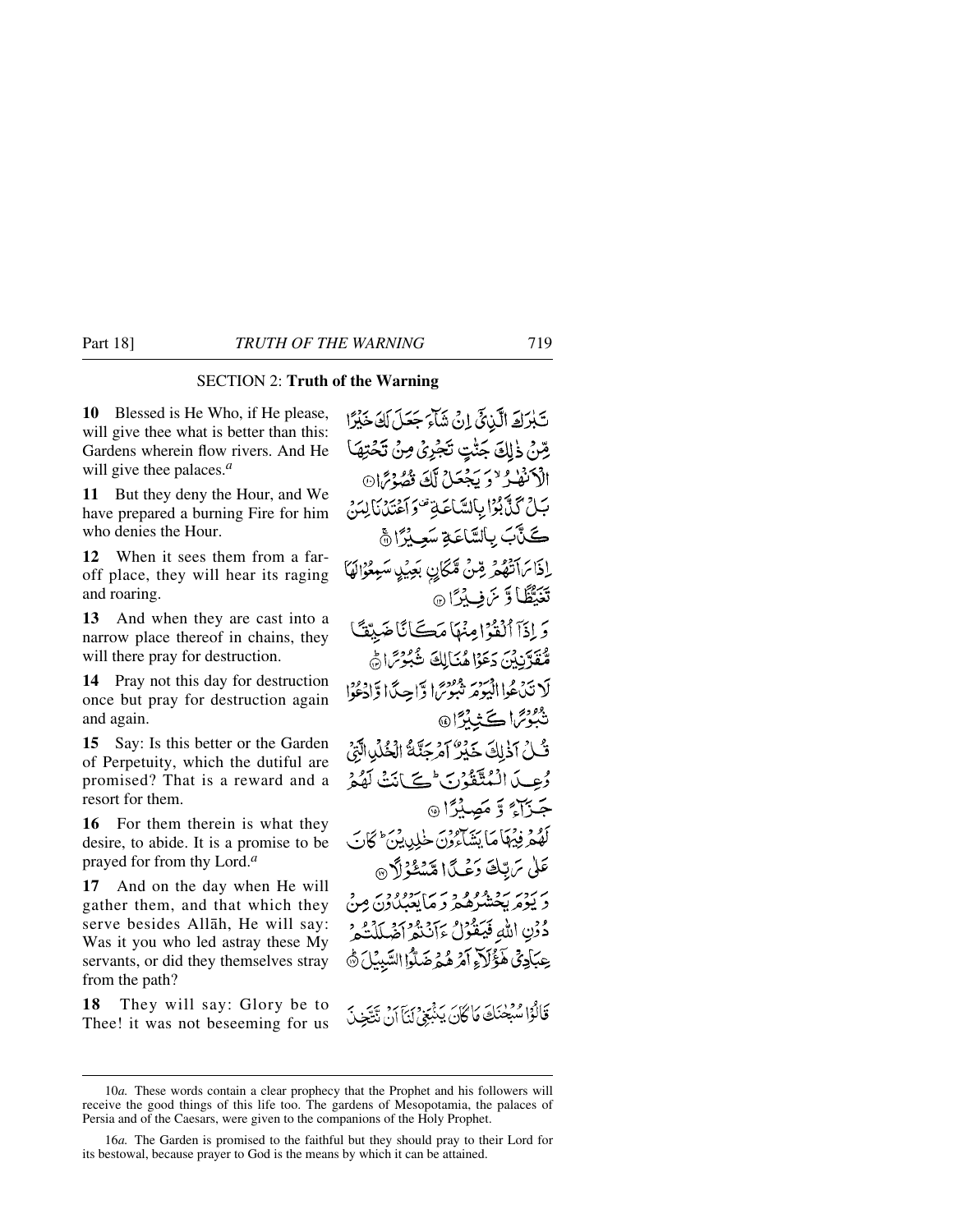## SECTION 2: **Truth of the Warning**

**10** Blessed is He Who, if He please, will give thee what is better than this: Gardens wherein flow rivers. And He will give thee palaces.[a]

**11** But they deny the Hour, and We have prepared a burning Fire for him who denies the Hour.

**12** When it sees them from a far-off place, they will hear its raging and roaring.

**13** And when they are cast into a narrow place thereof in chains, they will there pray for destruction.

**14** Pray not this day for destruction once but pray for destruction again and again.

**15** Say: Is this better or the Garden of Perpetuity, which the dutiful are promised? That is a reward and a resort for them.

**16** For them therein is what they desire, to abide. It is a promise to be prayed for from thy Lord.[a]

**17** And on the day when He will gather them, and that which they serve besides Allāh, He will say: Was it you who led astray these My servants, or did they themselves stray from the path?

**18** They will say: Glory be to Thee! it was not beseeming for us

تَبٰرَكَ الَّذِيْٓ اِنْ شَآءَ جَعَلَ لَكَ خَيْرًا مِّنْ ذٰلِكَ جَنّٰتٍ تَجْرِيْ مِنْ تَحْتِهَا الْاَنْهٰرُ ۙ وَ يَجْعَلْ لَّكَ قُصُوْرًا ۝١٠

بَلْ كَذَّبُوْا بِالسَّاعَةِ ۟ وَ اَعْتَدْنَا لِمَنْ كَذَّبَ بِالسَّاعَةِ سَعِيْرًا ۝١١

اِذَا رَاَتْهُمْ مِّنْ مَّكَانٍۭ بَعِيْدٍ سَمِعُوْا لَهَا تَغَيُّظًا وَّ زَفِيْرًا ۝١٢

وَ اِذَآ اُلْقُوْا مِنْهَا مَكَانًا ضَيِّقًا مُّقَرَّنِيْنَ دَعَوْا هُنَالِكَ ثُبُوْرًا ۝١٣

لَا تَدْعُوا الْيَوْمَ ثُبُوْرًا وَّاحِدًا وَّ ادْعُوْا ثُبُوْرًا كَثِيْرًا ۝١٤

قُلْ اَذٰلِكَ خَيْرٌ اَمْ جَنَّةُ الْخُلْدِ الَّتِيْ وُعِدَ الْمُتَّقُوْنَ ؕ كَانَتْ لَهُمْ جَزَآءً وَّ مَصِيْرًا ۝١٥

لَهُمْ فِيْهَا مَا يَشَآءُوْنَ خٰلِدِيْنَ ؕ كَانَ عَلٰى رَبِّكَ وَعْدًا مَّسْـُٔوْلًا ۝١٦

وَ يَوْمَ يَحْشُرُهُمْ وَ مَا يَعْبُدُوْنَ مِنْ دُوْنِ اللّٰهِ فَيَقُوْلُ ءَاَنْتُمْ اَضْلَلْتُمْ عِبَادِيْ هٰٓؤُلَآءِ اَمْ هُمْ ضَلُّوا السَّبِيْلَ ۝١٧

قَالُوْا سُبْحٰنَكَ مَا كَانَ يَنْۢبَغِيْ لَنَآ اَنْ نَّتَّخِذَ

---

10*a.* These words contain a clear prophecy that the Prophet and his followers will receive the good things of this life too. The gardens of Mesopotamia, the palaces of Persia and of the Caesars, were given to the companions of the Holy Prophet.

16*a.* The Garden is promised to the faithful but they should pray to their Lord for its bestowal, because prayer to God is the means by which it can be attained.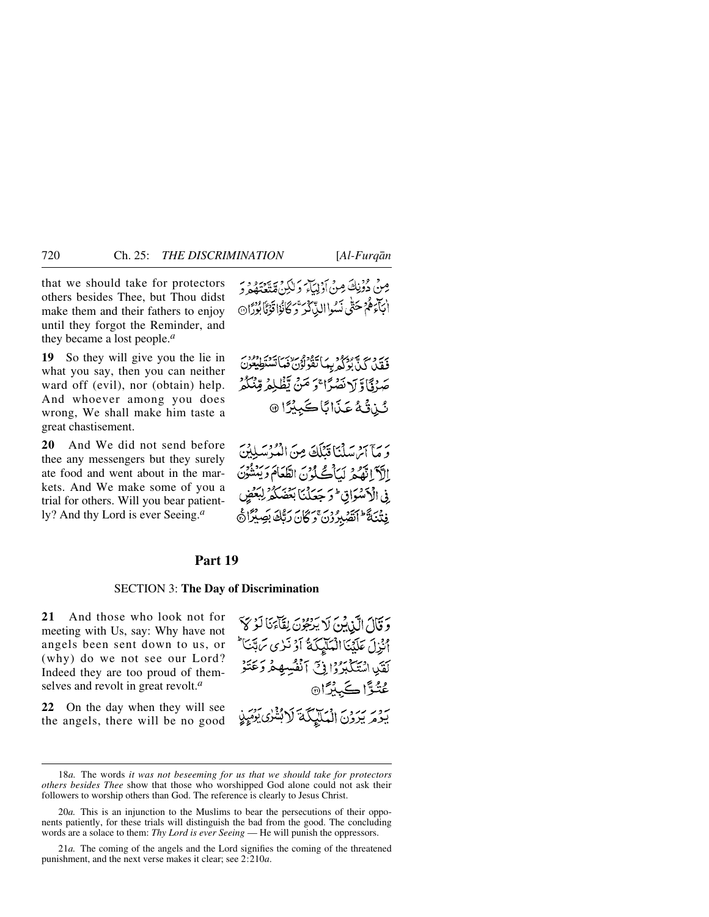that we should take for protectors others besides Thee, but Thou didst make them and their fathers to enjoy until they forgot the Reminder, and they became a lost people.[a]

مِنْ دُونِكَ مِنْ أَوْلِيَاءَ وَلَٰكِن مَّتَّعْتَهُمْ وَآبَاءَهُمْ حَتَّىٰ نَسُوا الذِّكْرَ وَكَانُوا قَوْمًا بُورًا ﴿١٨﴾

**19** So they will give you the lie in what you say, then you can neither ward off (evil), nor (obtain) help. And whoever among you does wrong, We shall make him taste a great chastisement.

فَقَدْ كَذَّبُوكُم بِمَا تَقُولُونَ فَمَا تَسْتَطِيعُونَ صَرْفًا وَلَا نَصْرًا ۚ وَمَن يَظْلِم مِّنكُمْ نُذِقْهُ عَذَابًا كَبِيرًا ﴿١٩﴾

**20** And We did not send before thee any messengers but they surely ate food and went about in the markets. And We make some of you a trial for others. Will you bear patiently? And thy Lord is ever Seeing.[a]

وَمَا أَرْسَلْنَا قَبْلَكَ مِنَ الْمُرْسَلِينَ إِلَّا إِنَّهُمْ لَيَأْكُلُونَ الطَّعَامَ وَيَمْشُونَ فِي الْأَسْوَاقِ ۗ وَجَعَلْنَا بَعْضَكُمْ لِبَعْضٍ فِتْنَةً أَتَصْبِرُونَ ۗ وَكَانَ رَبُّكَ بَصِيرًا ﴿٢٠﴾

## Part 19

### SECTION 3: **The Day of Discrimination**

**21** And those who look not for meeting with Us, say: Why have not angels been sent down to us, or (why) do we not see our Lord? Indeed they are too proud of themselves and revolt in great revolt.[a]

وَقَالَ الَّذِينَ لَا يَرْجُونَ لِقَاءَنَا لَوْلَا أُنزِلَ عَلَيْنَا الْمَلَائِكَةُ أَوْ نَرَىٰ رَبَّنَا ۗ لَقَدِ اسْتَكْبَرُوا فِي أَنفُسِهِمْ وَعَتَوْ عُتُوًّا كَبِيرًا ﴿٢١﴾

**22** On the day when they will see the angels, there will be no good

يَوْمَ يَرَوْنَ الْمَلَائِكَةَ لَا بُشْرَىٰ يَوْمَئِذٍ

---

18*a.* The words *it was not beseeming for us that we should take for protectors others besides Thee* show that those who worshipped God alone could not ask their followers to worship others than God. The reference is clearly to Jesus Christ.

20*a.* This is an injunction to the Muslims to bear the persecutions of their opponents patiently, for these trials will distinguish the bad from the good. The concluding words are a solace to them: *Thy Lord is ever Seeing* — He will punish the oppressors.

21*a.* The coming of the angels and the Lord signifies the coming of the threatened punishment, and the next verse makes it clear; see 2:210*a*.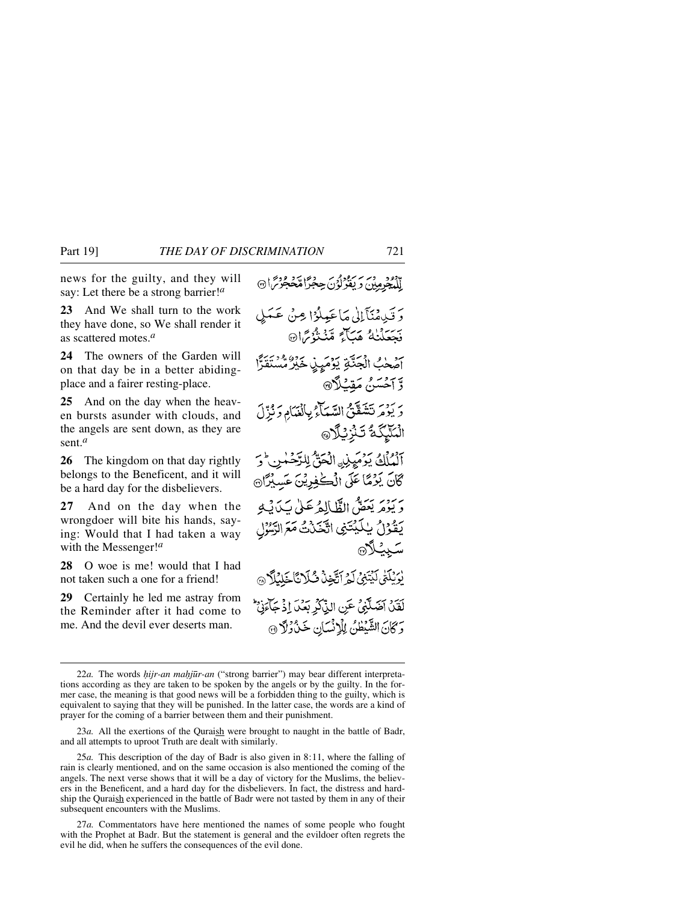news for the guilty, and they will say: Let there be a strong barrier![a]

لِّلْمُجْرِمِينَ وَيَقُولُونَ حِجْرًا مَّحْجُورًا ۝٢٢

**23** And We shall turn to the work they have done, so We shall render it as scattered motes.[a]

وَقَدِمْنَآ إِلَىٰ مَا عَمِلُوا۟ مِنْ عَمَلٍ فَجَعَلْنَٰهُ هَبَآءً مَّنثُورًا ۝٢٣

**24** The owners of the Garden will on that day be in a better abiding-place and a fairer resting-place.

أَصْحَٰبُ ٱلْجَنَّةِ يَوْمَئِذٍ خَيْرٌ مُّسْتَقَرًّا وَأَحْسَنُ مَقِيلًا ۝٢٤

**25** And on the day when the heaven bursts asunder with clouds, and the angels are sent down, as they are sent.[a]

وَيَوْمَ تَشَقَّقُ ٱلسَّمَآءُ بِٱلْغَمَٰمِ وَنُزِّلَ ٱلْمَلَٰٓئِكَةُ تَنزِيلًا ۝٢٥

**26** The kingdom on that day rightly belongs to the Beneficent, and it will be a hard day for the disbelievers.

ٱلْمُلْكُ يَوْمَئِذٍ ٱلْحَقُّ لِلرَّحْمَٰنِ ۚ وَكَانَ يَوْمًا عَلَى ٱلْكَٰفِرِينَ عَسِيرًا ۝٢٦

**27** And on the day when the wrongdoer will bite his hands, saying: Would that I had taken a way with the Messenger![a]

وَيَوْمَ يَعَضُّ ٱلظَّالِمُ عَلَىٰ يَدَيْهِ يَقُولُ يَٰلَيْتَنِى ٱتَّخَذْتُ مَعَ ٱلرَّسُولِ سَبِيلًا ۝٢٧

**28** O woe is me! would that I had not taken such a one for a friend!

يَٰوَيْلَتَىٰ لَيْتَنِى لَمْ أَتَّخِذْ فُلَانًا خَلِيلًا ۝٢٨

**29** Certainly he led me astray from the Reminder after it had come to me. And the devil ever deserts man.

لَّقَدْ أَضَلَّنِى عَنِ ٱلذِّكْرِ بَعْدَ إِذْ جَآءَنِى ۗ وَكَانَ ٱلشَّيْطَٰنُ لِلْإِنسَٰنِ خَذُولًا ۝٢٩

---

22*a.* The words *ḥijr-an maḥjūr-an* ("strong barrier") may bear different interpretations according as they are taken to be spoken by the angels or by the guilty. In the former case, the meaning is that good news will be a forbidden thing to the guilty, which is equivalent to saying that they will be punished. In the latter case, the words are a kind of prayer for the coming of a barrier between them and their punishment.

23*a.* All the exertions of the Quraish were brought to naught in the battle of Badr, and all attempts to uproot Truth are dealt with similarly.

25*a.* This description of the day of Badr is also given in 8:11, where the falling of rain is clearly mentioned, and on the same occasion is also mentioned the coming of the angels. The next verse shows that it will be a day of victory for the Muslims, the believers in the Beneficent, and a hard day for the disbelievers. In fact, the distress and hardship the Quraish experienced in the battle of Badr were not tasted by them in any of their subsequent encounters with the Muslims.

27*a.* Commentators have here mentioned the names of some people who fought with the Prophet at Badr. But the statement is general and the evildoer often regrets the evil he did, when he suffers the consequences of the evil done.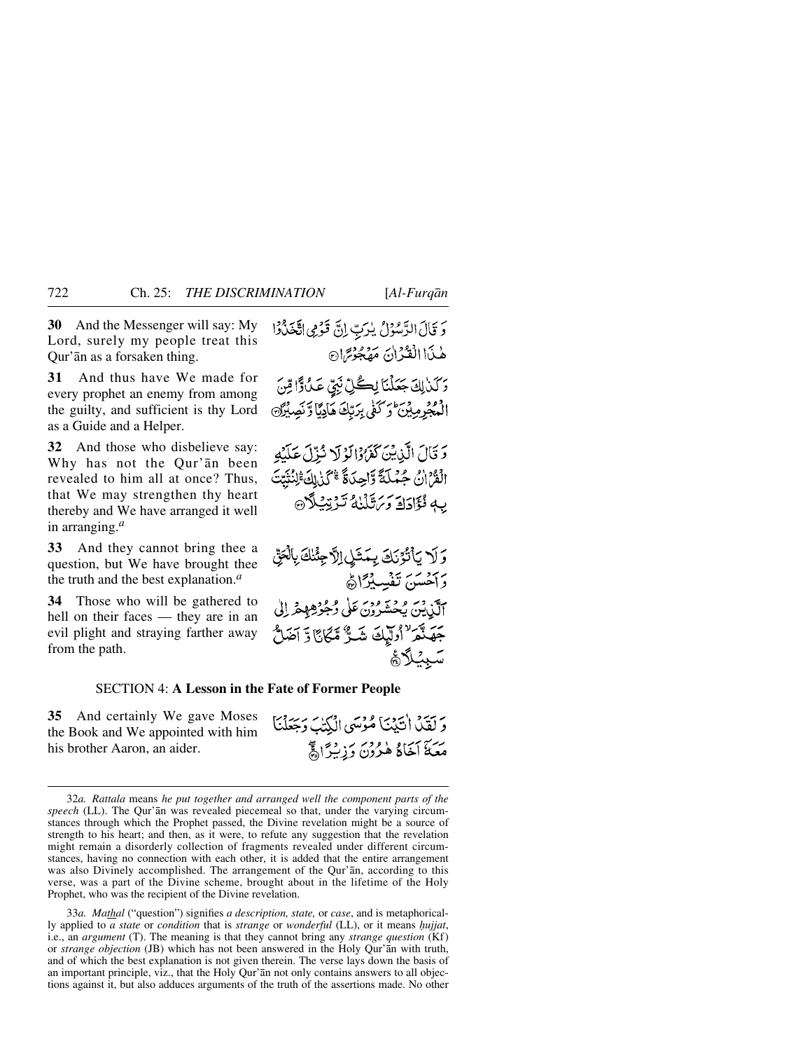**30** And the Messenger will say: My Lord, surely my people treat this Qur'ān as a forsaken thing.

وَ قَالَ الرَّسُوْلُ يٰرَبِّ اِنَّ قَوْمِي اتَّخَذُوْا هٰذَا الْقُرْاٰنَ مَهْجُوْرًا ۝

**31** And thus have We made for every prophet an enemy from among the guilty, and sufficient is thy Lord as a Guide and a Helper.

وَ كَذٰلِكَ جَعَلْنَا لِكُلِّ نَبِيٍّ عَدُوًّا مِّنَ الْمُجْرِمِيْنَ ؕ وَ كَفٰى بِرَبِّكَ هَادِيًا وَّ نَصِيْرًا ۝

**32** And those who disbelieve say: Why has not the Qur'ān been revealed to him all at once? Thus, that We may strengthen thy heart thereby and We have arranged it well in arranging.[a]

وَ قَالَ الَّذِيْنَ كَفَرُوْا لَوْ لَا نُزِّلَ عَلَيْهِ الْقُرْاٰنُ جُمْلَةً وَّاحِدَةً ۚ كَذٰلِكَ ۚ لِنُثَبِّتَ بِهٖ فُؤَادَكَ وَ رَتَّلْنٰهُ تَرْتِيْلًا ۝

**33** And they cannot bring thee a question, but We have brought thee the truth and the best explanation.[a]

وَ لَا يَاْتُوْنَكَ بِمَثَلٍ اِلَّا جِئْنٰكَ بِالْحَقِّ وَ اَحْسَنَ تَفْسِيْرًا ۝

**34** Those who will be gathered to hell on their faces — they are in an evil plight and straying farther away from the path.

اَلَّذِيْنَ يُحْشَرُوْنَ عَلٰى وُجُوْهِهِمْ اِلٰى جَهَنَّمَ ۙ اُولٰٓئِكَ شَرٌّ مَّكَانًا وَّ اَضَلُّ سَبِيْلًا ۝

## SECTION 4: A Lesson in the Fate of Former People

**35** And certainly We gave Moses the Book and We appointed with him his brother Aaron, an aider.

وَ لَقَدْ اٰتَيْنَا مُوْسَى الْكِتٰبَ وَ جَعَلْنَا مَعَهٗٓ اَخَاهُ هٰرُوْنَ وَزِيْرًا ۝

---

32*a*. *Rattala* means *he put together and arranged well the component parts of the speech* (LL). The Qur'ān was revealed piecemeal so that, under the varying circumstances through which the Prophet passed, the Divine revelation might be a source of strength to his heart; and then, as it were, to refute any suggestion that the revelation might remain a disorderly collection of fragments revealed under different circumstances, having no connection with each other, it is added that the entire arrangement was also Divinely accomplished. The arrangement of the Qur'ān, according to this verse, was a part of the Divine scheme, brought about in the lifetime of the Holy Prophet, who was the recipient of the Divine revelation.

33*a*. *Mathal* ("question") signifies *a description, state,* or *case*, and is metaphorically applied to *a state* or *condition* that is *strange* or *wonderful* (LL), or it means *ḥujjat*, i.e., an *argument* (T). The meaning is that they cannot bring any *strange question* (Kf) or *strange objection* (JB) which has not been answered in the Holy Qur'ān with truth, and of which the best explanation is not given therein. The verse lays down the basis of an important principle, viz., that the Holy Qur'ān not only contains answers to all objections against it, but also adduces arguments of the truth of the assertions made. No other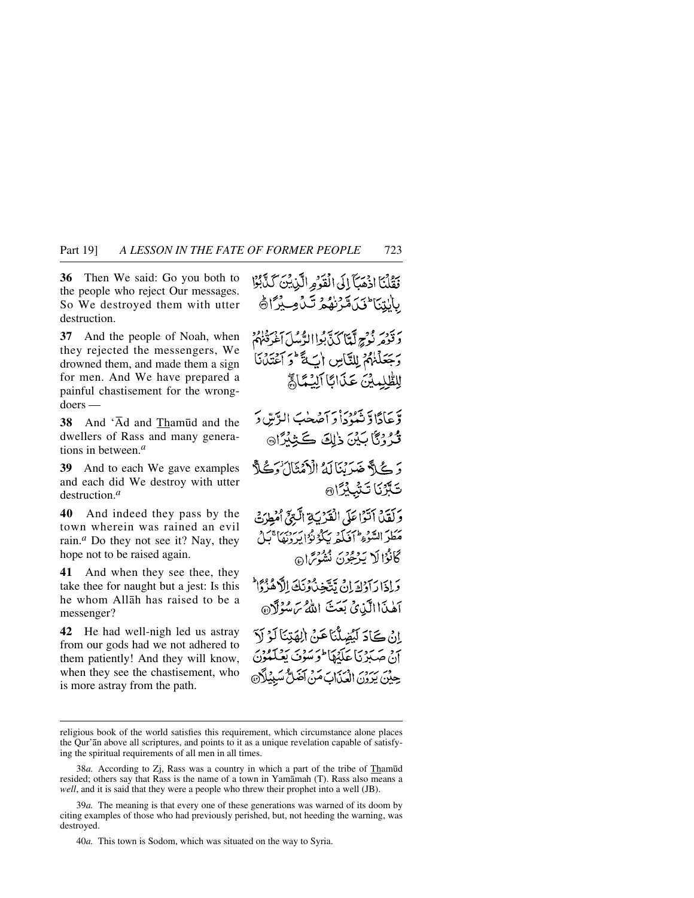**36** Then We said: Go you both to the people who reject Our messages. So We destroyed them with utter destruction.

فَقُلْنَا اذْهَبَآ إِلَى الْقَوْمِ الَّذِينَ كَذَّبُوا بِاٰيٰتِنَا ۗ فَدَمَّرْنٰهُمْ تَدْمِيرًا ﴿٣٦﴾

**37** And the people of Noah, when they rejected the messengers, We drowned them, and made them a sign for men. And We have prepared a painful chastisement for the wrongdoers —

وَقَوْمَ نُوحٍ لَّمَّا كَذَّبُوا الرُّسُلَ أَغْرَقْنٰهُمْ وَجَعَلْنٰهُمْ لِلنَّاسِ اٰيَةً ۖ وَأَعْتَدْنَا لِلظّٰلِمِينَ عَذَابًا أَلِيمًا ﴿٣٧﴾

**38** And 'Ād and Thamūd and the dwellers of Rass and many generations in between.[a]

وَعَادًا وَثَمُودَا۠ وَأَصْحٰبَ الرَّسِّ وَقُرُونًا بَيْنَ ذٰلِكَ كَثِيرًا ﴿٣٨﴾

**39** And to each We gave examples and each did We destroy with utter destruction.[a]

وَكُلًّا ضَرَبْنَا لَهُ الْأَمْثٰلَ ۖ وَكُلًّا تَبَّرْنَا تَتْبِيرًا ﴿٣٩﴾

**40** And indeed they pass by the town wherein was rained an evil rain.[a] Do they not see it? Nay, they hope not to be raised again.

وَلَقَدْ أَتَوْا عَلَى الْقَرْيَةِ الَّتِي أُمْطِرَتْ مَطَرَ السَّوْءِ ۚ أَفَلَمْ يَكُونُوا يَرَوْنَهَا ۚ بَلْ كَانُوا لَا يَرْجُونَ نُشُورًا ﴿٤٠﴾

**41** And when they see thee, they take thee for naught but a jest: Is this he whom Allāh has raised to be a messenger?

وَإِذَا رَأَوْكَ إِن يَتَّخِذُونَكَ إِلَّا هُزُوًا أَهٰذَا الَّذِي بَعَثَ اللَّهُ رَسُولًا ﴿٤١﴾

**42** He had well-nigh led us astray from our gods had we not adhered to them patiently! And they will know, when they see the chastisement, who is more astray from the path.

إِن كَادَ لَيُضِلُّنَا عَنْ اٰلِهَتِنَا لَوْلَآ أَن صَبَرْنَا عَلَيْهَا ۚ وَسَوْفَ يَعْلَمُونَ حِينَ يَرَوْنَ الْعَذَابَ مَنْ أَضَلُّ سَبِيلًا ﴿٤٢﴾

---

religious book of the world satisfies this requirement, which circumstance alone places the Qur'ān above all scriptures, and points to it as a unique revelation capable of satisfying the spiritual requirements of all men in all times.

38*a.* According to Zj, Rass was a country in which a part of the tribe of Thamūd resided; others say that Rass is the name of a town in Yamāmah (T). Rass also means a *well*, and it is said that they were a people who threw their prophet into a well (JB).

39*a.* The meaning is that every one of these generations was warned of its doom by citing examples of those who had previously perished, but, not heeding the warning, was destroyed.

40*a.* This town is Sodom, which was situated on the way to Syria.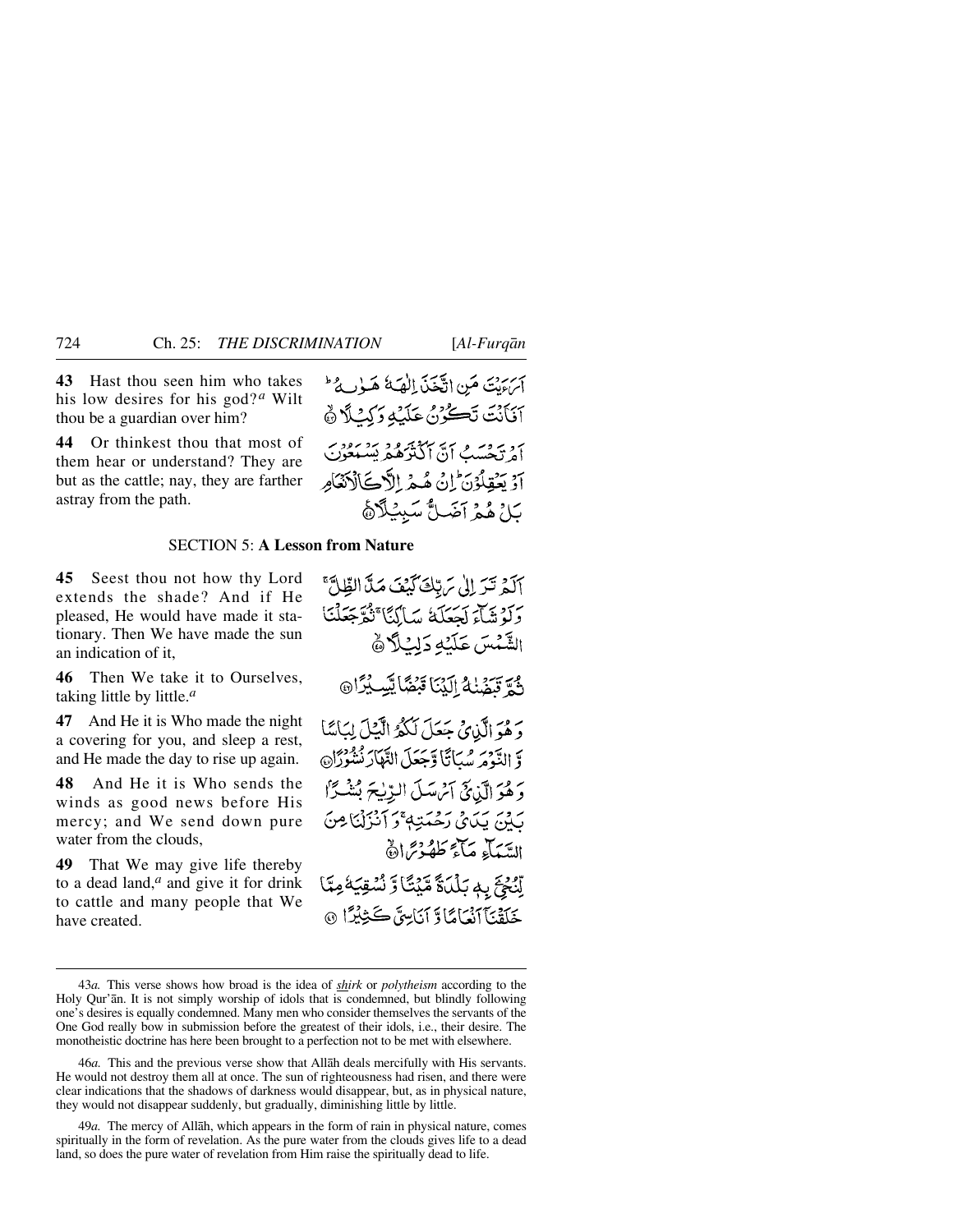**43** Hast thou seen him who takes his low desires for his god?[a] Wilt thou be a guardian over him?

أَرَءَيْتَ مَنِ اتَّخَذَ إِلٰهَهُ هَوٰىهُ ۚ أَفَأَنْتَ تَكُونُ عَلَيْهِ وَكِيلًا ﴿٤٣﴾

**44** Or thinkest thou that most of them hear or understand? They are but as the cattle; nay, they are farther astray from the path.

أَمْ تَحْسَبُ أَنَّ أَكْثَرَهُمْ يَسْمَعُونَ أَوْ يَعْقِلُونَ ۚ إِنْ هُمْ إِلَّا كَالْأَنْعَامِ ۖ بَلْ هُمْ أَضَلُّ سَبِيلًا ﴿٤٤﴾

## SECTION 5: **A Lesson from Nature**

**45** Seest thou not how thy Lord extends the shade? And if He pleased, He would have made it stationary. Then We have made the sun an indication of it,

أَلَمْ تَرَ إِلٰى رَبِّكَ كَيْفَ مَدَّ الظِّلَّ ۚ وَلَوْ شَاءَ لَجَعَلَهُ سَاكِنًا ۚ ثُمَّ جَعَلْنَا الشَّمْسَ عَلَيْهِ دَلِيلًا ﴿٤٥﴾

**46** Then We take it to Ourselves, taking little by little.[a]

ثُمَّ قَبَضْنٰهُ إِلَيْنَا قَبْضًا يَسِيرًا ﴿٤٦﴾

**47** And He it is Who made the night a covering for you, and sleep a rest, and He made the day to rise up again.

وَهُوَ الَّذِي جَعَلَ لَكُمُ اللَّيْلَ لِبَاسًا وَالنَّوْمَ سُبَاتًا وَجَعَلَ النَّهَارَ نُشُورًا ﴿٤٧﴾

**48** And He it is Who sends the winds as good news before His mercy; and We send down pure water from the clouds,

وَهُوَ الَّذِي أَرْسَلَ الرِّيٰحَ بُشْرًا بَيْنَ يَدَيْ رَحْمَتِهِ ۚ وَأَنْزَلْنَا مِنَ السَّمَاءِ مَاءً طَهُورًا ﴿٤٨﴾

**49** That We may give life thereby to a dead land,[a] and give it for drink to cattle and many people that We have created.

لِنُحْـِۧيَ بِهِ بَلْدَةً مَيْتًا وَنُسْقِيَهُ مِمَّا خَلَقْنَا أَنْعَامًا وَأَنَاسِيَّ كَثِيرًا ﴿٤٩﴾

---

43*a.* This verse shows how broad is the idea of *shirk* or *polytheism* according to the Holy Qur'ān. It is not simply worship of idols that is condemned, but blindly following one's desires is equally condemned. Many men who consider themselves the servants of the One God really bow in submission before the greatest of their idols, i.e., their desire. The monotheistic doctrine has here been brought to a perfection not to be met with elsewhere.

46*a.* This and the previous verse show that Allāh deals mercifully with His servants. He would not destroy them all at once. The sun of righteousness had risen, and there were clear indications that the shadows of darkness would disappear, but, as in physical nature, they would not disappear suddenly, but gradually, diminishing little by little.

49*a.* The mercy of Allāh, which appears in the form of rain in physical nature, comes spiritually in the form of revelation. As the pure water from the clouds gives life to a dead land, so does the pure water of revelation from Him raise the spiritually dead to life.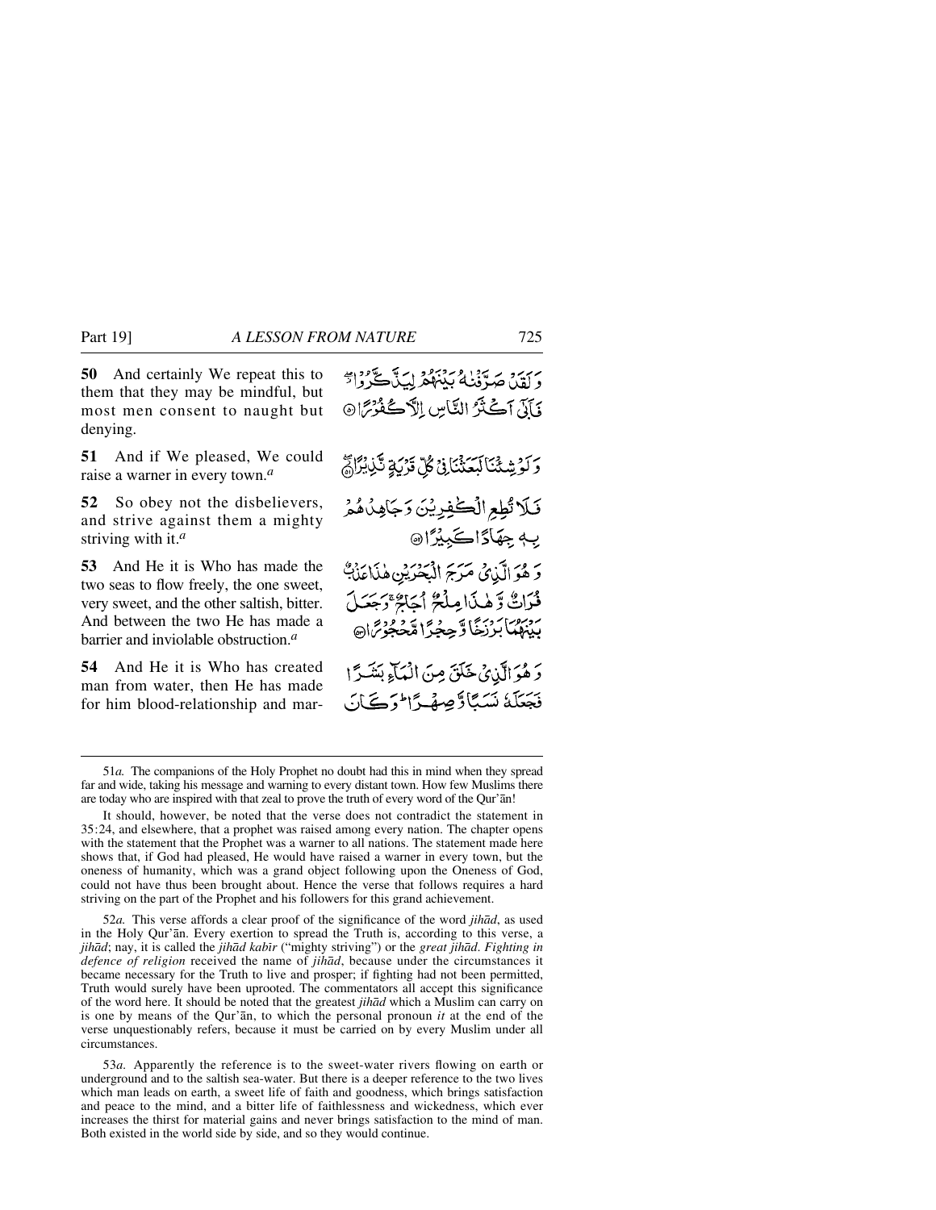**50** And certainly We repeat this to them that they may be mindful, but most men consent to naught but denying.

وَلَقَدْ صَرَّفْنٰهُ بَيْنَهُمْ لِيَذَّكَّرُوْا ۖ فَاَبٰۤى اَكْثَرُ النَّاسِ اِلَّا كُفُوْرًا ﴿۵۰﴾

**51** And if We pleased, We could raise a warner in every town.[a]

وَلَوْ شِئْنَا لَبَعَثْنَا فِيْ كُلِّ قَرْيَةٍ نَّذِيْرًا ﴿۵۱﴾

**52** So obey not the disbelievers, and strive against them a mighty striving with it.[a]

فَلَا تُطِعِ الْكٰفِرِيْنَ وَجَاهِدْهُمْ بِهٖ جِهَادًا كَبِيْرًا ﴿۵۲﴾

**53** And He it is Who has made the two seas to flow freely, the one sweet, very sweet, and the other saltish, bitter. And between the two He has made a barrier and inviolable obstruction.[a]

وَهُوَ الَّذِيْ مَرَجَ الْبَحْرَيْنِ هٰذَا عَذْبٌ فُرَاتٌ وَّهٰذَا مِلْحٌ اُجَاجٌ ۚ وَجَعَلَ بَيْنَهُمَا بَرْزَخًا وَّحِجْرًا مَّحْجُوْرًا ﴿۵۳﴾

**54** And He it is Who has created man from water, then He has made for him blood-relationship and mar-

وَهُوَ الَّذِيْ خَلَقَ مِنَ الْمَآءِ بَشَرًا فَجَعَلَهٗ نَسَبًا وَّصِهْرًا ۗ وَكَانَ

---

51*a*. The companions of the Holy Prophet no doubt had this in mind when they spread far and wide, taking his message and warning to every distant town. How few Muslims there are today who are inspired with that zeal to prove the truth of every word of the Qur'ān!

It should, however, be noted that the verse does not contradict the statement in 35:24, and elsewhere, that a prophet was raised among every nation. The chapter opens with the statement that the Prophet was a warner to all nations. The statement made here shows that, if God had pleased, He would have raised a warner in every town, but the oneness of humanity, which was a grand object following upon the Oneness of God, could not have thus been brought about. Hence the verse that follows requires a hard striving on the part of the Prophet and his followers for this grand achievement.

52*a*. This verse affords a clear proof of the significance of the word *jihād*, as used in the Holy Qur'ān. Every exertion to spread the Truth is, according to this verse, a *jihād*; nay, it is called the *jihād kabīr* ("mighty striving") or the *great jihād*. *Fighting in defence of religion* received the name of *jihād*, because under the circumstances it became necessary for the Truth to live and prosper; if fighting had not been permitted, Truth would surely have been uprooted. The commentators all accept this significance of the word here. It should be noted that the greatest *jihād* which a Muslim can carry on is one by means of the Qur'ān, to which the personal pronoun *it* at the end of the verse unquestionably refers, because it must be carried on by every Muslim under all circumstances.

53*a*. Apparently the reference is to the sweet-water rivers flowing on earth or underground and to the saltish sea-water. But there is a deeper reference to the two lives which man leads on earth, a sweet life of faith and goodness, which brings satisfaction and peace to the mind, and a bitter life of faithlessness and wickedness, which ever increases the thirst for material gains and never brings satisfaction to the mind of man. Both existed in the world side by side, and so they would continue.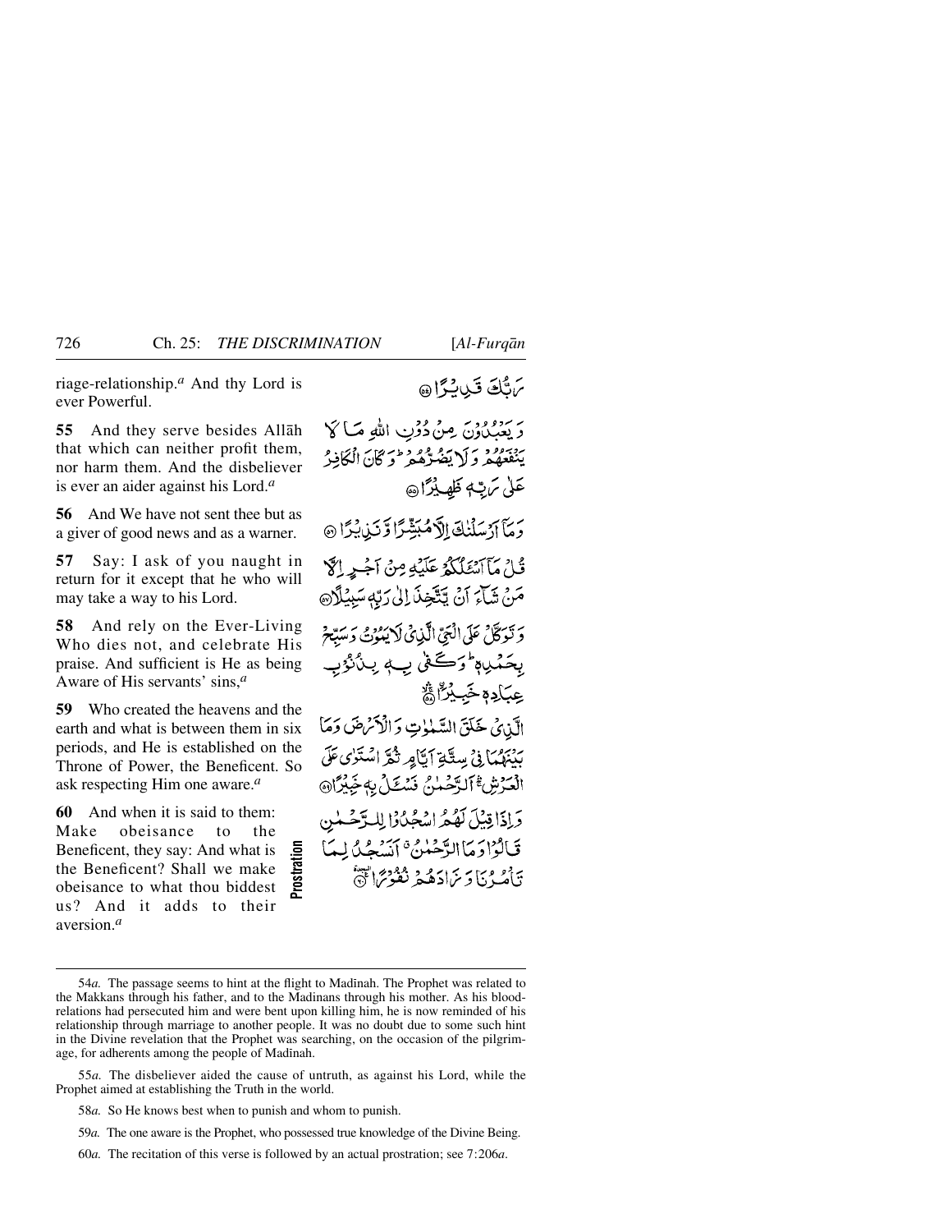riage-relationship.[a] And thy Lord is ever Powerful.

رَبُّكَ قَدِيرًا ﴿٥٤﴾

**55** And they serve besides Allāh that which can neither profit them, nor harm them. And the disbeliever is ever an aider against his Lord.[a]

وَ يَعْبُدُونَ مِنْ دُونِ اللّٰهِ مَا لَا يَنْفَعُهُمْ وَ لَا يَضُرُّهُمْ ۗ وَ كَانَ الْكَافِرُ عَلٰى رَبِّهٖ ظَهِيرًا ﴿٥٥﴾

**56** And We have not sent thee but as a giver of good news and as a warner.

وَ مَاۤ اَرْسَلْنٰكَ اِلَّا مُبَشِّرًا وَّ نَذِيرًا ﴿٥٦﴾

**57** Say: I ask of you naught in return for it except that he who will may take a way to his Lord.

قُلْ مَاۤ اَسْـَٔلُكُمْ عَلَيْهِ مِنْ اَجْرٍ اِلَّا مَنْ شَآءَ اَنْ يَّتَّخِذَ اِلٰى رَبِّهٖ سَبِيلًا ﴿٥٧﴾

**58** And rely on the Ever-Living Who dies not, and celebrate His praise. And sufficient is He as being Aware of His servants' sins,[a]

وَ تَوَكَّلْ عَلَى الْحَيِّ الَّذِيْ لَا يَمُوْتُ وَ سَبِّحْ بِحَمْدِهٖ ؕ وَ كَفٰى بِهٖ بِذُنُوْبِ عِبَادِهٖ خَبِيرًا ﴿٥٨﴾

**59** Who created the heavens and the earth and what is between them in six periods, and He is established on the Throne of Power, the Beneficent. So ask respecting Him one aware.[a]

الَّذِيْ خَلَقَ السَّمٰوٰتِ وَ الْاَرْضَ وَ مَا بَيْنَهُمَا فِيْ سِتَّةِ اَيَّامٍ ثُمَّ اسْتَوٰى عَلَى الْعَرْشِ ۚۛ اَلرَّحْمٰنُ فَسْـَٔلْ بِهٖ خَبِيرًا ﴿٥٩﴾

**60** And when it is said to them: Make obeisance to the Beneficent, they say: And what is the Beneficent? Shall we make obeisance to what thou biddest us? And it adds to their aversion.[a]

**Prostration**

وَ اِذَا قِيْلَ لَهُمُ اسْجُدُوْا لِلرَّحْمٰنِ قَالُوْا وَ مَا الرَّحْمٰنُ ۗ اَنَسْجُدُ لِمَا تَاْمُرُنَا وَ زَادَهُمْ نُفُوْرًا ﴿٦٠﴾

---

54*a.* The passage seems to hint at the flight to Madīnah. The Prophet was related to the Makkans through his father, and to the Madinans through his mother. As his blood-relations had persecuted him and were bent upon killing him, he is now reminded of his relationship through marriage to another people. It was no doubt due to some such hint in the Divine revelation that the Prophet was searching, on the occasion of the pilgrimage, for adherents among the people of Madīnah.

55*a.* The disbeliever aided the cause of untruth, as against his Lord, while the Prophet aimed at establishing the Truth in the world.

58*a.* So He knows best when to punish and whom to punish.

59*a.* The one aware is the Prophet, who possessed true knowledge of the Divine Being.

60*a.* The recitation of this verse is followed by an actual prostration; see 7:206*a*.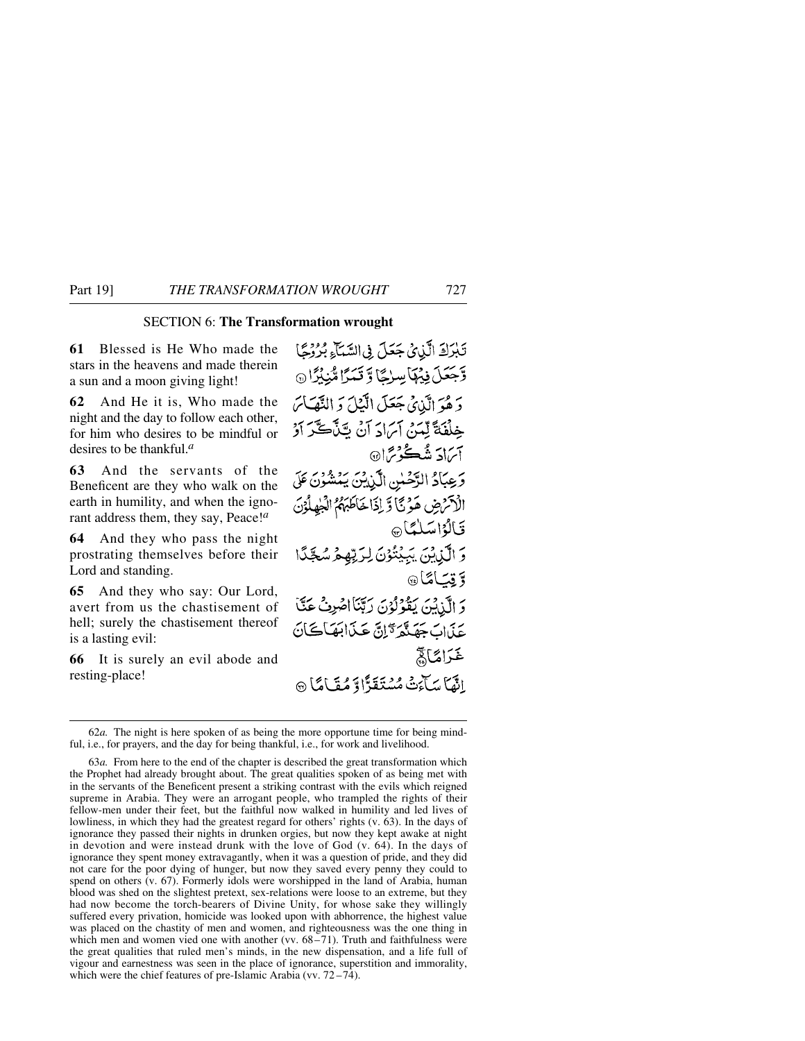## SECTION 6: **The Transformation wrought**

**61** Blessed is He Who made the stars in the heavens and made therein a sun and a moon giving light!

تَبٰرَكَ الَّذِيْ جَعَلَ فِي السَّمَآءِ بُرُوْجًا وَّجَعَلَ فِيْهَا سِرٰجًا وَّ قَمَرًا مُّنِيْرًا ۝

**62** And He it is, Who made the night and the day to follow each other, for him who desires to be mindful or desires to be thankful.[a]

وَ هُوَ الَّذِيْ جَعَلَ الَّيْلَ وَ النَّهَارَ خِلْفَةً لِّمَنْ اَرَادَ اَنْ يَّذَّكَّرَ اَوْ اَرَادَ شُكُوْرًا ۝

**63** And the servants of the Beneficent are they who walk on the earth in humility, and when the ignorant address them, they say, Peace![a]

وَعِبَادُ الرَّحْمٰنِ الَّذِيْنَ يَمْشُوْنَ عَلَى الْاَرْضِ هَوْنًا وَّ اِذَا خَاطَبَهُمُ الْجٰهِلُوْنَ قَالُوْا سَلٰمًا ۝

**64** And they who pass the night prostrating themselves before their Lord and standing.

وَ الَّذِيْنَ يَبِيْتُوْنَ لِرَبِّهِمْ سُجَّدًا وَّ قِيَامًا ۝

**65** And they who say: Our Lord, avert from us the chastisement of hell; surely the chastisement thereof is a lasting evil:

وَ الَّذِيْنَ يَقُوْلُوْنَ رَبَّنَا اصْرِفْ عَنَّا عَذَابَ جَهَنَّمَ ۖ اِنَّ عَذَابَهَا كَانَ غَرَامًا ۝

**66** It is surely an evil abode and resting-place!

اِنَّهَا سَآءَتْ مُسْتَقَرًّا وَّ مُقَامًا ۝

---

62*a.* The night is here spoken of as being the more opportune time for being mindful, i.e., for prayers, and the day for being thankful, i.e., for work and livelihood.

63*a.* From here to the end of the chapter is described the great transformation which the Prophet had already brought about. The great qualities spoken of as being met with in the servants of the Beneficent present a striking contrast with the evils which reigned supreme in Arabia. They were an arrogant people, who trampled the rights of their fellow-men under their feet, but the faithful now walked in humility and led lives of lowliness, in which they had the greatest regard for others' rights (v. 63). In the days of ignorance they passed their nights in drunken orgies, but now they kept awake at night in devotion and were instead drunk with the love of God (v. 64). In the days of ignorance they spent money extravagantly, when it was a question of pride, and they did not care for the poor dying of hunger, but now they saved every penny they could to spend on others (v. 67). Formerly idols were worshipped in the land of Arabia, human blood was shed on the slightest pretext, sex-relations were loose to an extreme, but they had now become the torch-bearers of Divine Unity, for whose sake they willingly suffered every privation, homicide was looked upon with abhorrence, the highest value was placed on the chastity of men and women, and righteousness was the one thing in which men and women vied one with another (vv. 68–71). Truth and faithfulness were the great qualities that ruled men's minds, in the new dispensation, and a life full of vigour and earnestness was seen in the place of ignorance, superstition and immorality, which were the chief features of pre-Islamic Arabia (vv. 72–74).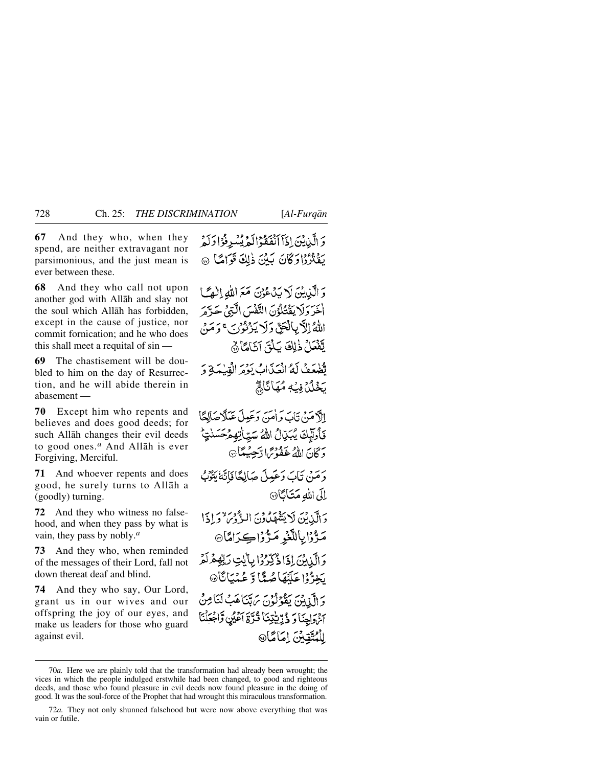**67** And they who, when they spend, are neither extravagant nor parsimonious, and the just mean is ever between these.

وَ الَّذِيْنَ اِذَآ اَنْفَقُوْا لَمْ يُسْرِفُوْا وَلَمْ يَقْتُرُوْا وَكَانَ بَيْنَ ذٰلِكَ قَوَامًا ﴿۶۷﴾

**68** And they who call not upon another god with Allāh and slay not the soul which Allāh has forbidden, except in the cause of justice, nor commit fornication; and he who does this shall meet a requital of sin —

وَ الَّذِيْنَ لَا يَدْعُوْنَ مَعَ اللّٰهِ اِلٰهًا اٰخَرَ وَلَا يَقْتُلُوْنَ النَّفْسَ الَّتِيْ حَرَّمَ اللّٰهُ اِلَّا بِالْحَقِّ وَلَا يَزْنُوْنَ ۚ وَمَنْ يَّفْعَلْ ذٰلِكَ يَلْقَ اَثَامًا ﴿۶۸﴾

**69** The chastisement will be doubled to him on the day of Resurrection, and he will abide therein in abasement —

يُّضٰعَفْ لَهُ الْعَذَابُ يَوْمَ الْقِيٰمَةِ وَ يَخْلُدْ فِيْهٖ مُهَانًا ﴿۶۹﴾

**70** Except him who repents and believes and does good deeds; for such Allāh changes their evil deeds to good ones.[a] And Allāh is ever Forgiving, Merciful.

اِلَّا مَنْ تَابَ وَ اٰمَنَ وَعَمِلَ عَمَلًا صَالِحًا فَاُولٰٓئِكَ يُبَدِّلُ اللّٰهُ سَيِّاٰتِهِمْ حَسَنٰتٍ ؕ وَكَانَ اللّٰهُ غَفُوْرًا رَّحِيْمًا ﴿۷۰﴾

**71** And whoever repents and does good, he surely turns to Allāh a (goodly) turning.

وَمَنْ تَابَ وَعَمِلَ صَالِحًا فَاِنَّهٗ يَتُوْبُ اِلَى اللّٰهِ مَتَابًا ﴿۷۱﴾

**72** And they who witness no falsehood, and when they pass by what is vain, they pass by nobly.[a]

وَالَّذِيْنَ لَا يَشْهَدُوْنَ الزُّوْرَ ۙ وَاِذَا مَرُّوْا بِاللَّغْوِ مَرُّوْا كِرَامًا ﴿۷۲﴾

**73** And they who, when reminded of the messages of their Lord, fall not down thereat deaf and blind.

وَالَّذِيْنَ اِذَا ذُكِّرُوْا بِاٰيٰتِ رَبِّهِمْ لَمْ يَخِرُّوْا عَلَيْهَا صُمًّا وَّ عُمْيَانًا ﴿۷۳﴾

**74** And they who say, Our Lord, grant us in our wives and our offspring the joy of our eyes, and make us leaders for those who guard against evil.

وَالَّذِيْنَ يَقُوْلُوْنَ رَبَّنَا هَبْ لَنَا مِنْ اَزْوَاجِنَا وَ ذُرِّيّٰتِنَا قُرَّةَ اَعْيُنٍ وَّاجْعَلْنَا لِلْمُتَّقِيْنَ اِمَامًا ﴿۷۴﴾

---

70*a.* Here we are plainly told that the transformation had already been wrought; the vices in which the people indulged erstwhile had been changed, to good and righteous deeds, and those who found pleasure in evil deeds now found pleasure in the doing of good. It was the soul-force of the Prophet that had wrought this miraculous transformation.

72*a.* They not only shunned falsehood but were now above everything that was vain or futile.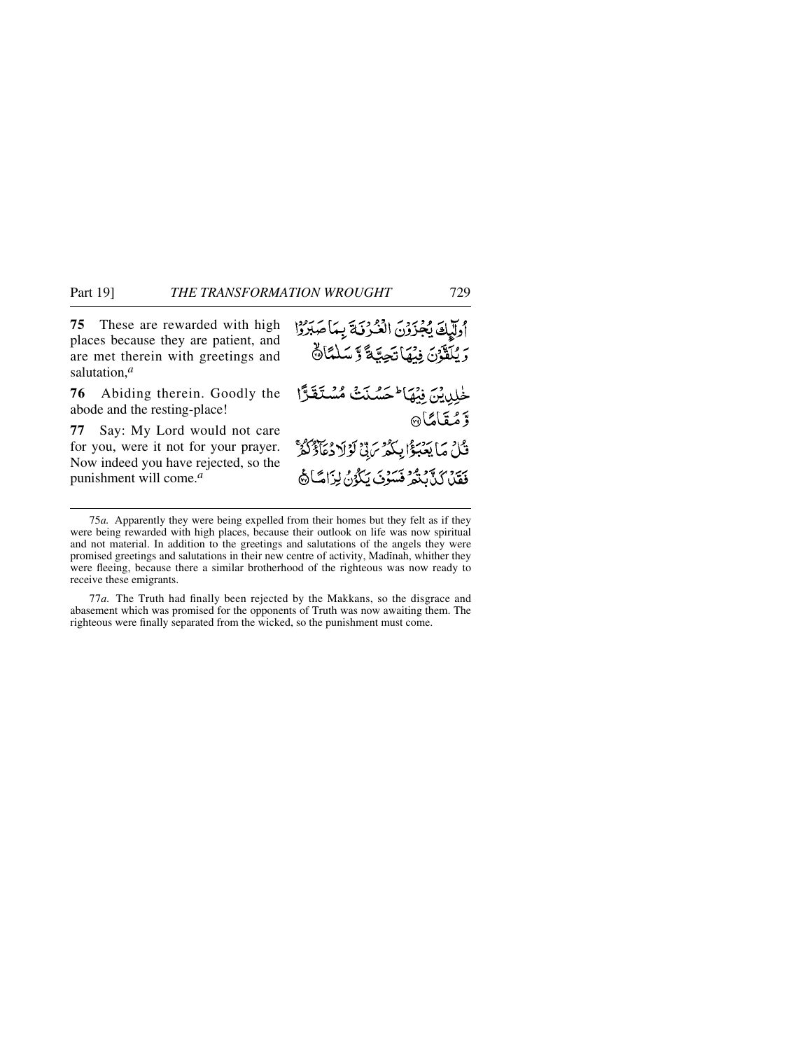**75** These are rewarded with high places because they are patient, and are met therein with greetings and salutation,[a]

أُولَٰئِكَ يُجْزَوْنَ الْغُرْفَةَ بِمَا صَبَرُوا وَيُلَقَّوْنَ فِيهَا تَحِيَّةً وَسَلَامًا ﴿٧٥﴾

**76** Abiding therein. Goodly the abode and the resting-place!

خَالِدِينَ فِيهَا ۚ حَسُنَتْ مُسْتَقَرًّا وَمُقَامًا ﴿٧٦﴾

**77** Say: My Lord would not care for you, were it not for your prayer. Now indeed you have rejected, so the punishment will come.[a]

قُلْ مَا يَعْبَأُ بِكُمْ رَبِّي لَوْلَا دُعَاؤُكُمْ ۖ فَقَدْ كَذَّبْتُمْ فَسَوْفَ يَكُونُ لِزَامًا ﴿٧٧﴾

---

75*a.* Apparently they were being expelled from their homes but they felt as if they were being rewarded with high places, because their outlook on life was now spiritual and not material. In addition to the greetings and salutations of the angels they were promised greetings and salutations in their new centre of activity, Madinah, whither they were fleeing, because there a similar brotherhood of the righteous was now ready to receive these emigrants.

77*a.* The Truth had finally been rejected by the Makkans, so the disgrace and abasement which was promised for the opponents of Truth was now awaiting them. The righteous were finally separated from the wicked, so the punishment must come.